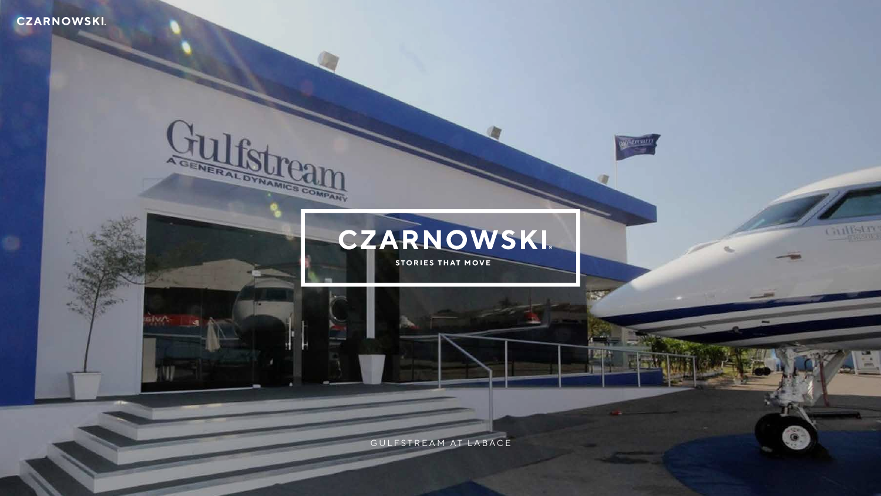# CZARNOWSKI

STORIES THAT MOVE

GULFSTREAM AT LABACE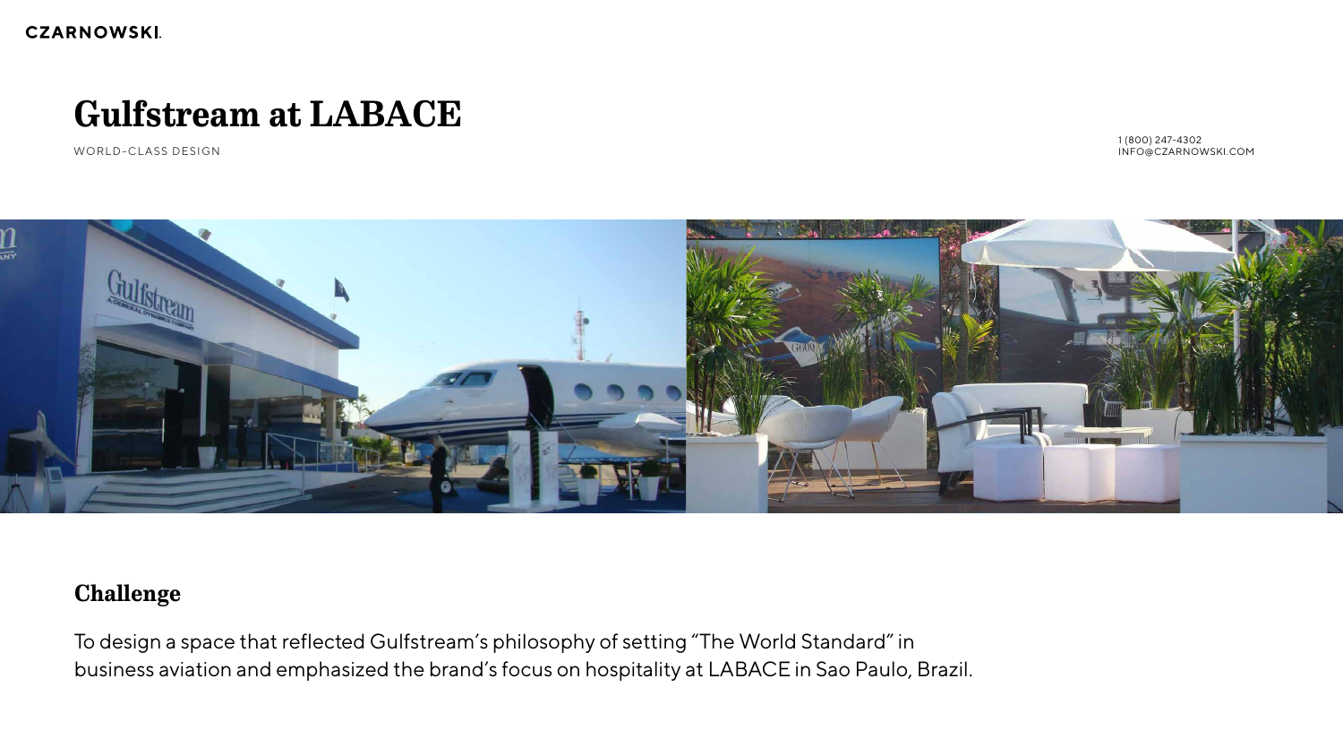# Gulfstream at LABACE

WORLD-CLASS DESIGN

1 (800) 247-4302
INFO@CZARNOWSKI.COM

## Challenge

To design a space that reflected Gulfstream's philosophy of setting "The World Standard" in business aviation and emphasized the brand's focus on hospitality at LABACE in Sao Paulo, Brazil.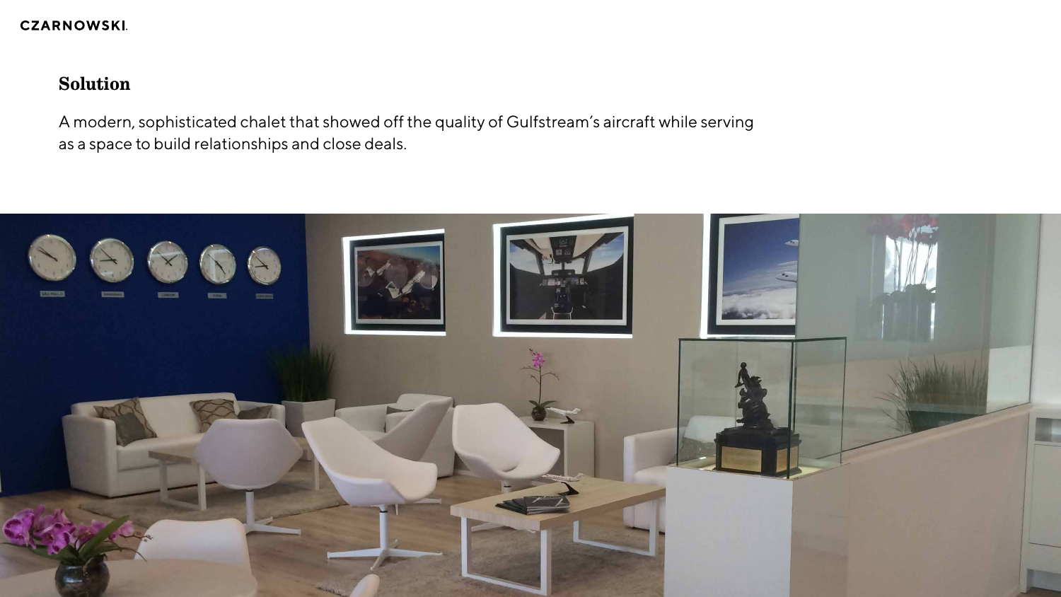## Solution

A modern, sophisticated chalet that showed off the quality of Gulfstream's aircraft while serving as a space to build relationships and close deals.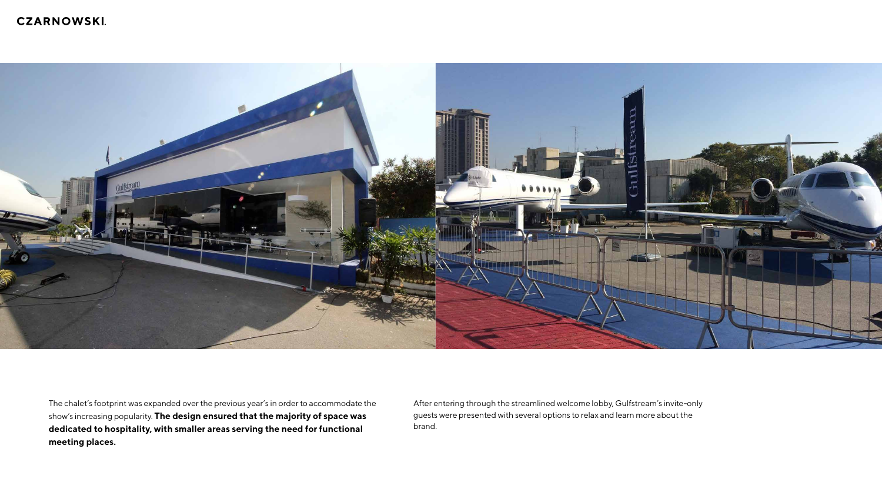The chalet's footprint was expanded over the previous year's in order to accommodate the show's increasing popularity. **The design ensured that the majority of space was dedicated to hospitality, with smaller areas serving the need for functional meeting places.**

After entering through the streamlined welcome lobby, Gulfstream's invite-only guests were presented with several options to relax and learn more about the brand.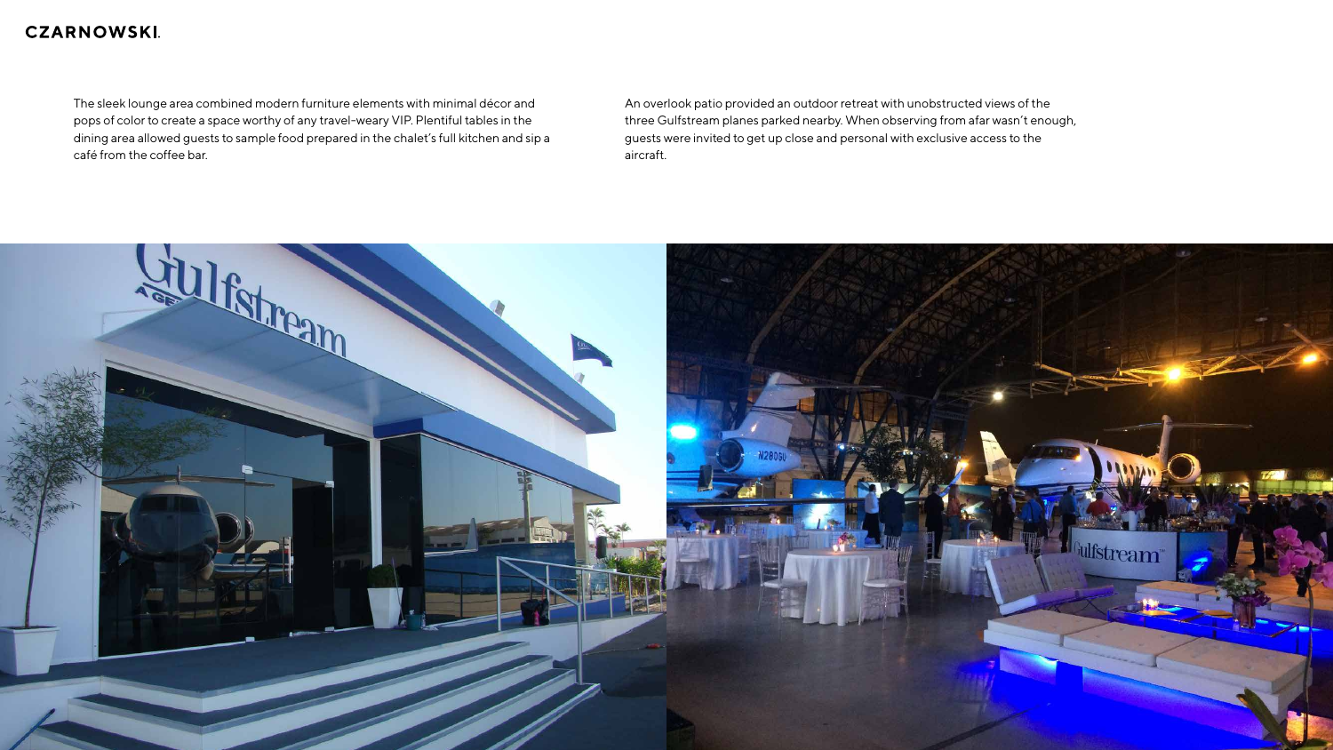The sleek lounge area combined modern furniture elements with minimal décor and pops of color to create a space worthy of any travel-weary VIP. Plentiful tables in the dining area allowed guests to sample food prepared in the chalet's full kitchen and sip a café from the coffee bar.

An overlook patio provided an outdoor retreat with unobstructed views of the three Gulfstream planes parked nearby. When observing from afar wasn't enough, guests were invited to get up close and personal with exclusive access to the aircraft.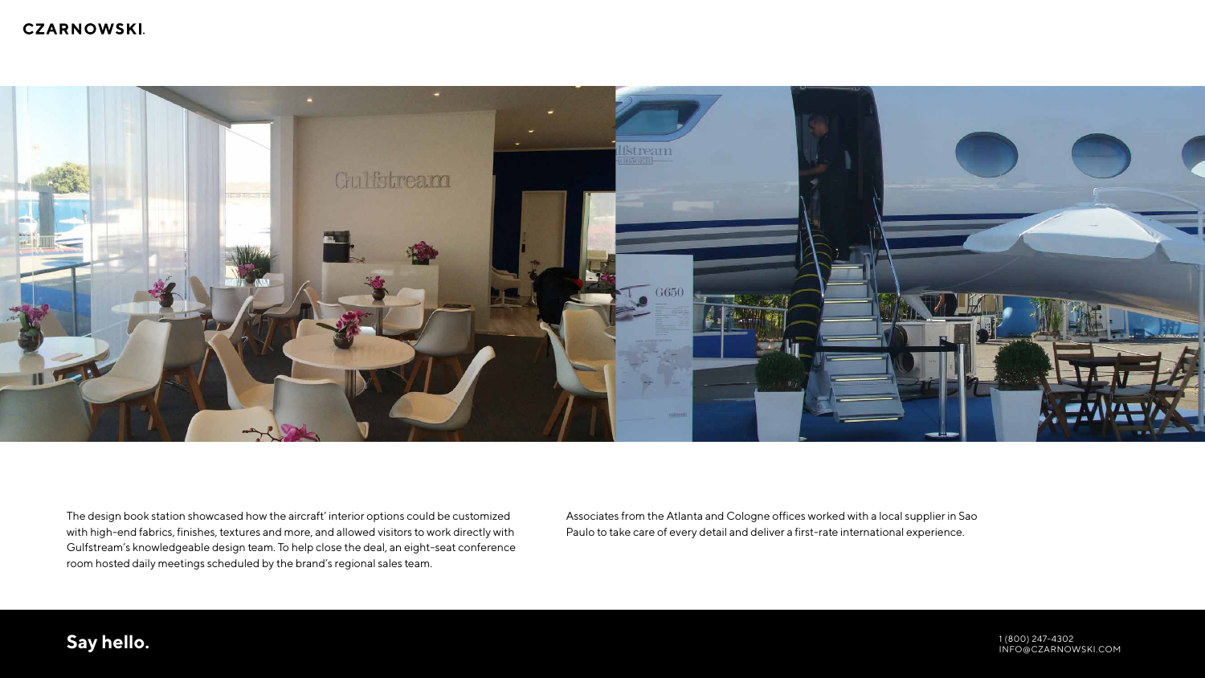The design book station showcased how the aircraft' interior options could be customized with high-end fabrics, finishes, textures and more, and allowed visitors to work directly with Gulfstream's knowledgeable design team. To help close the deal, an eight-seat conference room hosted daily meetings scheduled by the brand's regional sales team.

Associates from the Atlanta and Cologne offices worked with a local supplier in Sao Paulo to take care of every detail and deliver a first-rate international experience.

**Say hello.**

1 (800) 247-4302
INFO@CZARNOWSKI.COM